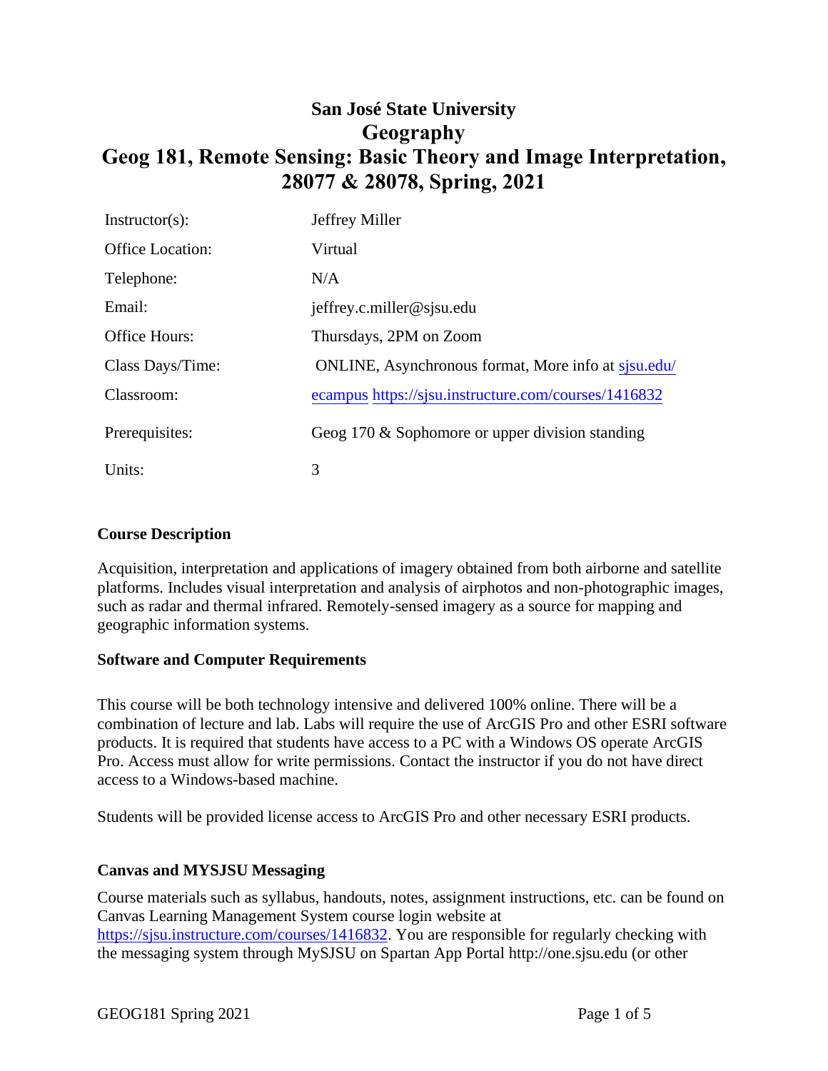# San José State University
## Geography
## Geog 181, Remote Sensing: Basic Theory and Image Interpretation, 28077 & 28078, Spring, 2021

| | |
|---|---|
| Instructor(s): | Jeffrey Miller |
| Office Location: | Virtual |
| Telephone: | N/A |
| Email: | jeffrey.c.miller@sjsu.edu |
| Office Hours: | Thursdays, 2PM on Zoom |
| Class Days/Time: | ONLINE, Asynchronous format, More info at sjsu.edu/ |
| Classroom: | ecampus https://sjsu.instructure.com/courses/1416832 |
| Prerequisites: | Geog 170 & Sophomore or upper division standing |
| Units: | 3 |

### Course Description

Acquisition, interpretation and applications of imagery obtained from both airborne and satellite platforms. Includes visual interpretation and analysis of airphotos and non-photographic images, such as radar and thermal infrared. Remotely-sensed imagery as a source for mapping and geographic information systems.

### Software and Computer Requirements

This course will be both technology intensive and delivered 100% online. There will be a combination of lecture and lab. Labs will require the use of ArcGIS Pro and other ESRI software products. It is required that students have access to a PC with a Windows OS operate ArcGIS Pro. Access must allow for write permissions. Contact the instructor if you do not have direct access to a Windows-based machine.

Students will be provided license access to ArcGIS Pro and other necessary ESRI products.

### Canvas and MYSJSU Messaging

Course materials such as syllabus, handouts, notes, assignment instructions, etc. can be found on Canvas Learning Management System course login website at https://sjsu.instructure.com/courses/1416832. You are responsible for regularly checking with the messaging system through MySJSU on Spartan App Portal http://one.sjsu.edu (or other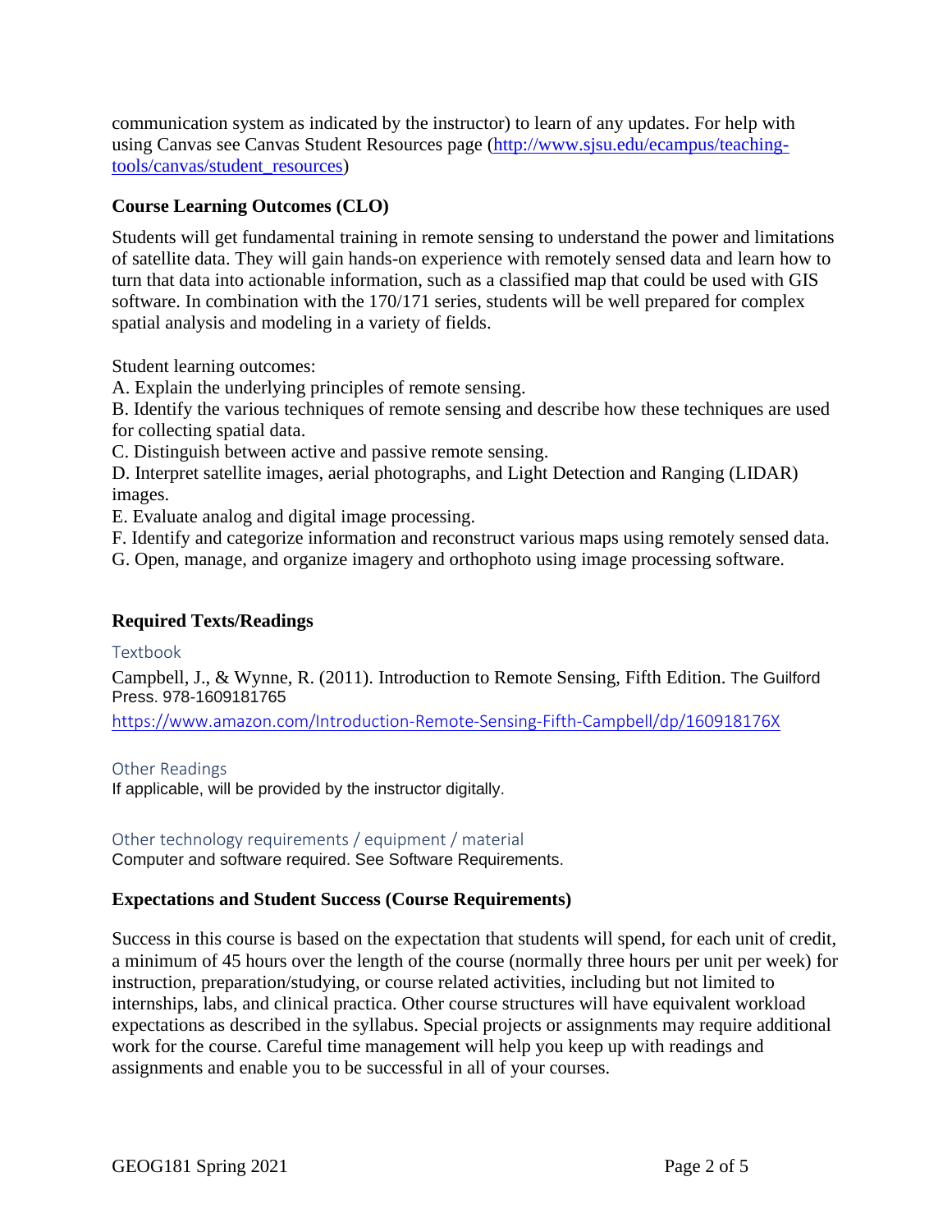communication system as indicated by the instructor) to learn of any updates. For help with using Canvas see Canvas Student Resources page (http://www.sjsu.edu/ecampus/teaching-tools/canvas/student_resources)

### Course Learning Outcomes (CLO)

Students will get fundamental training in remote sensing to understand the power and limitations of satellite data. They will gain hands-on experience with remotely sensed data and learn how to turn that data into actionable information, such as a classified map that could be used with GIS software. In combination with the 170/171 series, students will be well prepared for complex spatial analysis and modeling in a variety of fields.

Student learning outcomes:

A. Explain the underlying principles of remote sensing.

B. Identify the various techniques of remote sensing and describe how these techniques are used for collecting spatial data.

C. Distinguish between active and passive remote sensing.

D. Interpret satellite images, aerial photographs, and Light Detection and Ranging (LIDAR) images.

E. Evaluate analog and digital image processing.

F. Identify and categorize information and reconstruct various maps using remotely sensed data.

G. Open, manage, and organize imagery and orthophoto using image processing software.

### Required Texts/Readings

#### Textbook

Campbell, J., & Wynne, R. (2011). Introduction to Remote Sensing, Fifth Edition. The Guilford Press. 978-1609181765

https://www.amazon.com/Introduction-Remote-Sensing-Fifth-Campbell/dp/160918176X

#### Other Readings

If applicable, will be provided by the instructor digitally.

#### Other technology requirements / equipment / material

Computer and software required. See Software Requirements.

### Expectations and Student Success (Course Requirements)

Success in this course is based on the expectation that students will spend, for each unit of credit, a minimum of 45 hours over the length of the course (normally three hours per unit per week) for instruction, preparation/studying, or course related activities, including but not limited to internships, labs, and clinical practica. Other course structures will have equivalent workload expectations as described in the syllabus. Special projects or assignments may require additional work for the course. Careful time management will help you keep up with readings and assignments and enable you to be successful in all of your courses.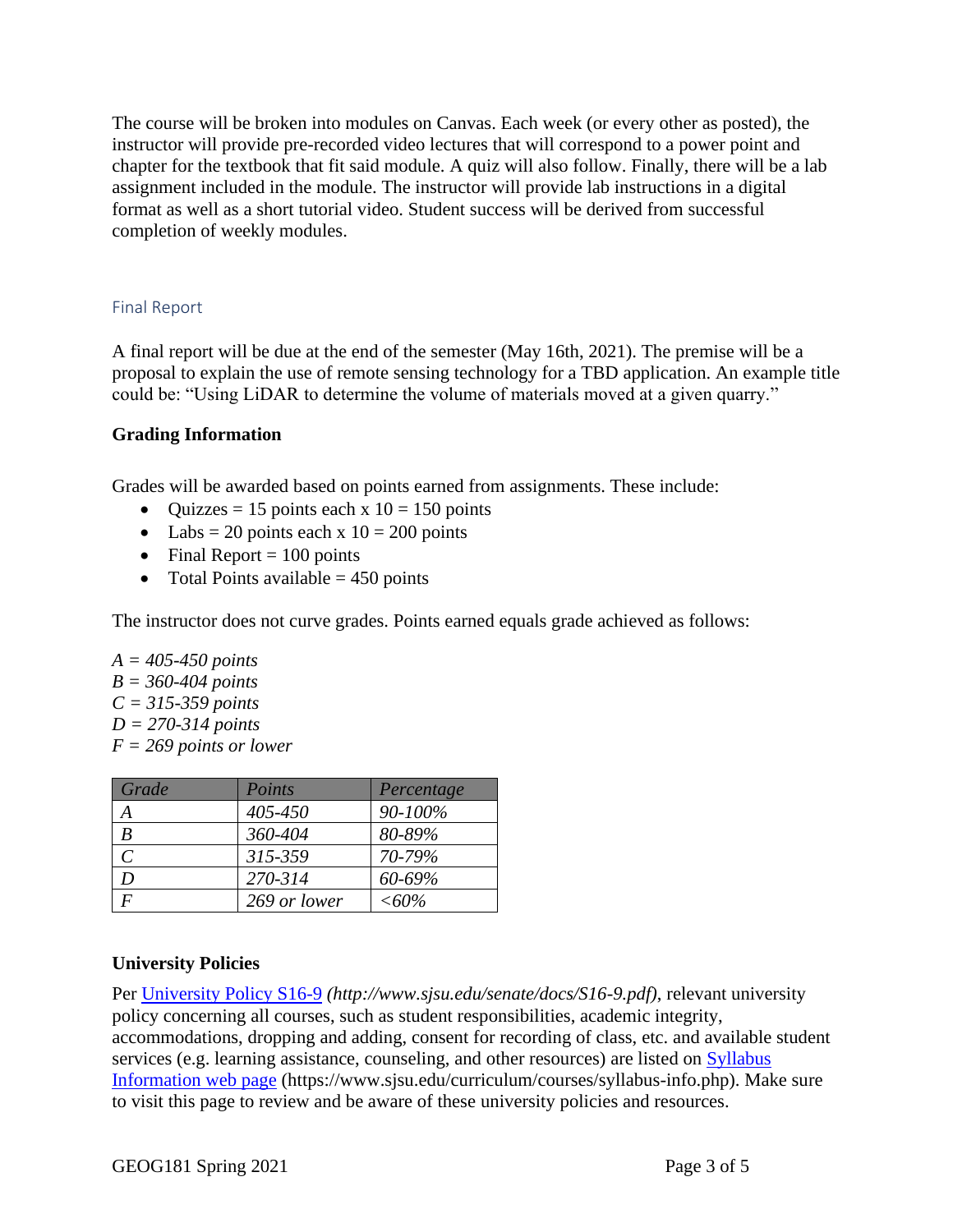The course will be broken into modules on Canvas. Each week (or every other as posted), the instructor will provide pre-recorded video lectures that will correspond to a power point and chapter for the textbook that fit said module. A quiz will also follow. Finally, there will be a lab assignment included in the module. The instructor will provide lab instructions in a digital format as well as a short tutorial video. Student success will be derived from successful completion of weekly modules.

### Final Report

A final report will be due at the end of the semester (May 16th, 2021). The premise will be a proposal to explain the use of remote sensing technology for a TBD application. An example title could be: "Using LiDAR to determine the volume of materials moved at a given quarry."

## Grading Information

Grades will be awarded based on points earned from assignments. These include:

- Quizzes = 15 points each x 10 = 150 points
- Labs = 20 points each x 10 = 200 points
- Final Report = 100 points
- Total Points available = 450 points

The instructor does not curve grades. Points earned equals grade achieved as follows:

*A = 405-450 points*
*B = 360-404 points*
*C = 315-359 points*
*D = 270-314 points*
*F = 269 points or lower*

| Grade | Points | Percentage |
| --- | --- | --- |
| A | 405-450 | 90-100% |
| B | 360-404 | 80-89% |
| C | 315-359 | 70-79% |
| D | 270-314 | 60-69% |
| F | 269 or lower | <60% |

## University Policies

Per [University Policy S16-9](http://www.sjsu.edu/senate/docs/S16-9.pdf) *(http://www.sjsu.edu/senate/docs/S16-9.pdf)*, relevant university policy concerning all courses, such as student responsibilities, academic integrity, accommodations, dropping and adding, consent for recording of class, etc. and available student services (e.g. learning assistance, counseling, and other resources) are listed on [Syllabus Information web page](https://www.sjsu.edu/curriculum/courses/syllabus-info.php) (https://www.sjsu.edu/curriculum/courses/syllabus-info.php). Make sure to visit this page to review and be aware of these university policies and resources.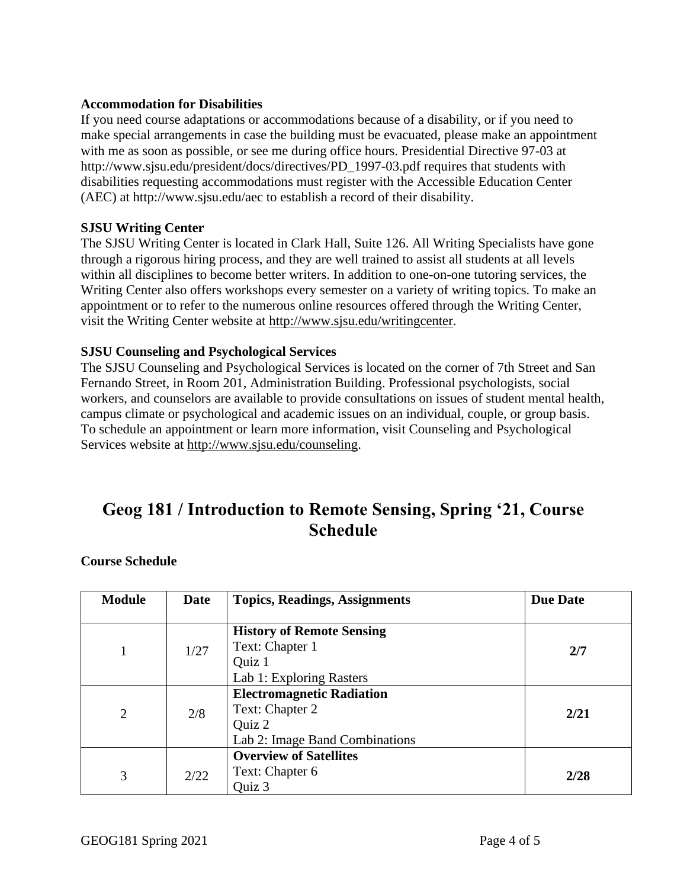**Accommodation for Disabilities**

If you need course adaptations or accommodations because of a disability, or if you need to make special arrangements in case the building must be evacuated, please make an appointment with me as soon as possible, or see me during office hours. Presidential Directive 97-03 at http://www.sjsu.edu/president/docs/directives/PD_1997-03.pdf requires that students with disabilities requesting accommodations must register with the Accessible Education Center (AEC) at http://www.sjsu.edu/aec to establish a record of their disability.

**SJSU Writing Center**

The SJSU Writing Center is located in Clark Hall, Suite 126. All Writing Specialists have gone through a rigorous hiring process, and they are well trained to assist all students at all levels within all disciplines to become better writers. In addition to one-on-one tutoring services, the Writing Center also offers workshops every semester on a variety of writing topics. To make an appointment or to refer to the numerous online resources offered through the Writing Center, visit the Writing Center website at http://www.sjsu.edu/writingcenter.

**SJSU Counseling and Psychological Services**

The SJSU Counseling and Psychological Services is located on the corner of 7th Street and San Fernando Street, in Room 201, Administration Building. Professional psychologists, social workers, and counselors are available to provide consultations on issues of student mental health, campus climate or psychological and academic issues on an individual, couple, or group basis. To schedule an appointment or learn more information, visit Counseling and Psychological Services website at http://www.sjsu.edu/counseling.

# Geog 181 / Introduction to Remote Sensing, Spring '21, Course Schedule

**Course Schedule**

| Module | Date | Topics, Readings, Assignments | Due Date |
|---|---|---|---|
| 1 | 1/27 | **History of Remote Sensing**<br>Text: Chapter 1<br>Quiz 1<br>Lab 1: Exploring Rasters | **2/7** |
| 2 | 2/8 | **Electromagnetic Radiation**<br>Text: Chapter 2<br>Quiz 2<br>Lab 2: Image Band Combinations | **2/21** |
| 3 | 2/22 | **Overview of Satellites**<br>Text: Chapter 6<br>Quiz 3 | **2/28** |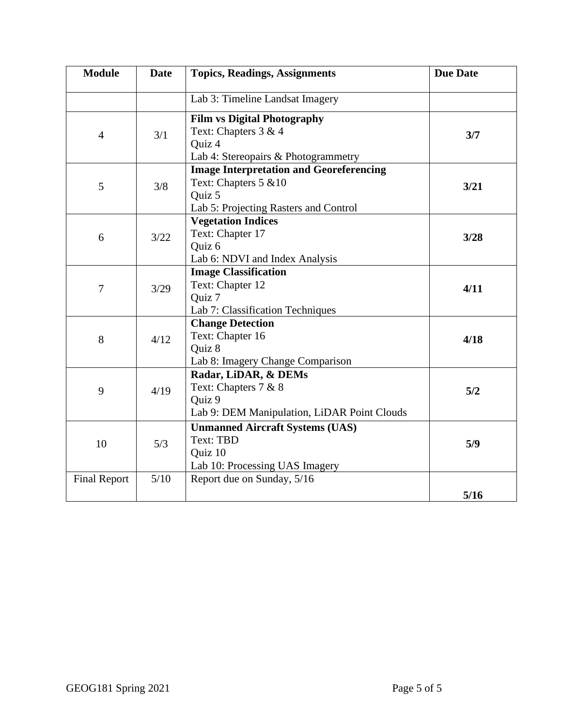| Module | Date | Topics, Readings, Assignments | Due Date |
|---|---|---|---|
| | | Lab 3: Timeline Landsat Imagery | |
| 4 | 3/1 | **Film vs Digital Photography**<br>Text: Chapters 3 & 4<br>Quiz 4<br>Lab 4: Stereopairs & Photogrammetry | **3/7** |
| 5 | 3/8 | **Image Interpretation and Georeferencing**<br>Text: Chapters 5 &10<br>Quiz 5<br>Lab 5: Projecting Rasters and Control | **3/21** |
| 6 | 3/22 | **Vegetation Indices**<br>Text: Chapter 17<br>Quiz 6<br>Lab 6: NDVI and Index Analysis | **3/28** |
| 7 | 3/29 | **Image Classification**<br>Text: Chapter 12<br>Quiz 7<br>Lab 7: Classification Techniques | **4/11** |
| 8 | 4/12 | **Change Detection**<br>Text: Chapter 16<br>Quiz 8<br>Lab 8: Imagery Change Comparison | **4/18** |
| 9 | 4/19 | **Radar, LiDAR, & DEMs**<br>Text: Chapters 7 & 8<br>Quiz 9<br>Lab 9: DEM Manipulation, LiDAR Point Clouds | **5/2** |
| 10 | 5/3 | **Unmanned Aircraft Systems (UAS)**<br>Text: TBD<br>Quiz 10<br>Lab 10: Processing UAS Imagery | **5/9** |
| Final Report | 5/10 | Report due on Sunday, 5/16 | **5/16** |